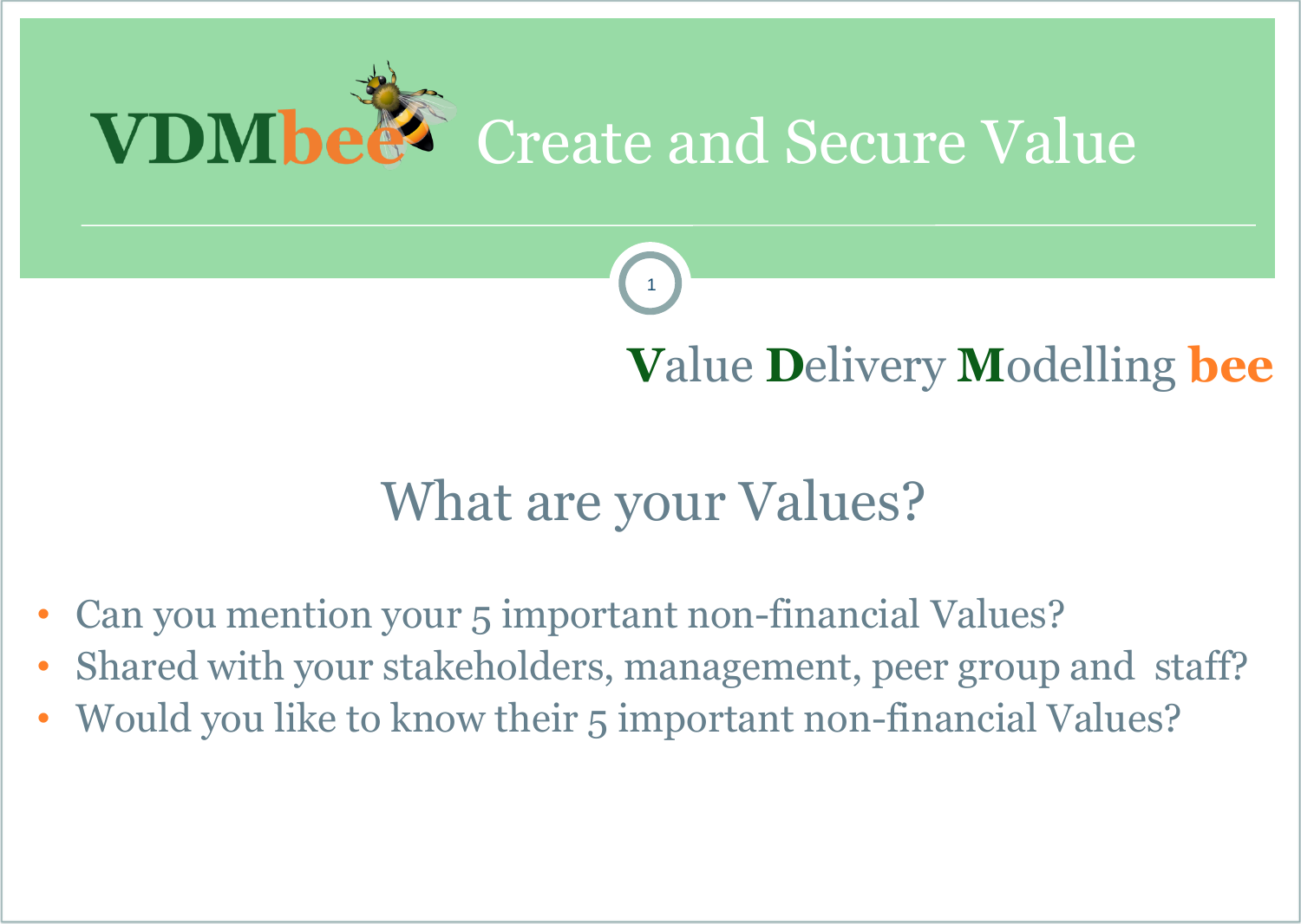# VDMbee Create and Secure Value

**V**alue **D**elivery **M**odelling **bee**

## What are your Values?

- Can you mention your 5 important non-financial Values?
- Shared with your stakeholders, management, peer group and staff?
- Would you like to know their 5 important non-financial Values?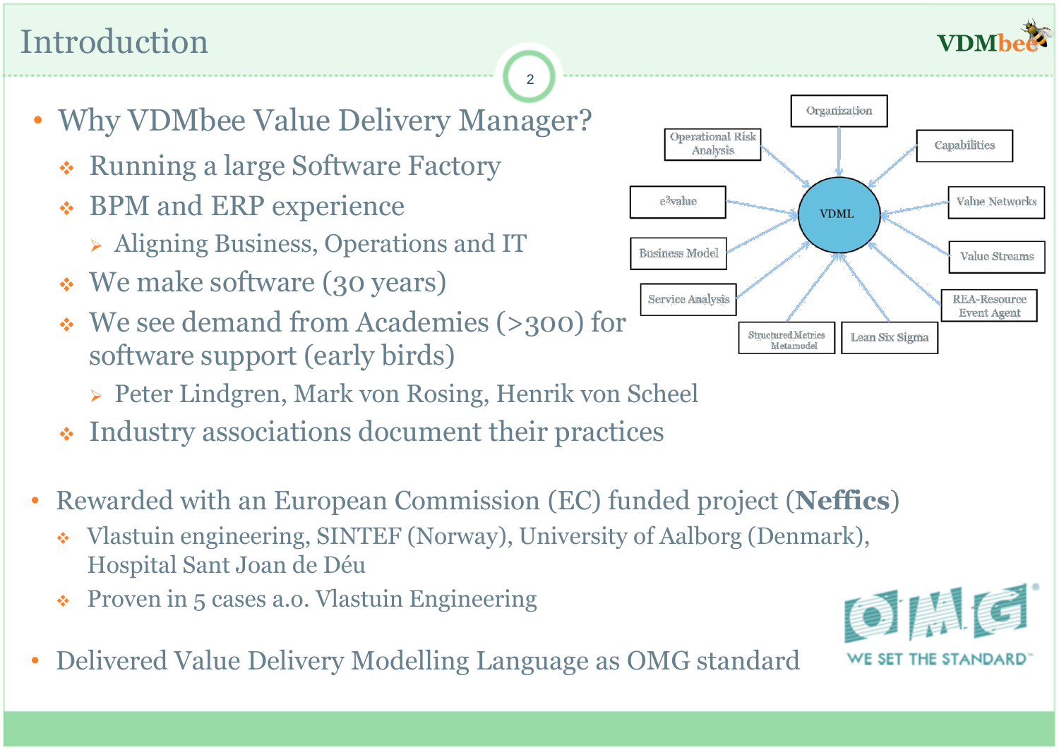# Introduction

- Why VDMbee Value Delivery Manager?
  - Running a large Software Factory
  - BPM and ERP experience
    - Aligning Business, Operations and IT
  - We make software (30 years)
  - We see demand from Academies (>300) for software support (early birds)
    - Peter Lindgren, Mark von Rosing, Henrik von Scheel
  - Industry associations document their practices

- Rewarded with an European Commission (EC) funded project (**Neffics**)
  - Vlastuin engineering, SINTEF (Norway), University of Aalborg (Denmark), Hospital Sant Joan de Déu
  - Proven in 5 cases a.o. Vlastuin Engineering

- Delivered Value Delivery Modelling Language as OMG standard

VDML: Organization, Capabilities, Value Networks, Value Streams, REA-Resource Event Agent, Lean Six Sigma, Structured Metrics Metamodel, Service Analysis, Business Model, e³value, Operational Risk Analysis

OMG — WE SET THE STANDARD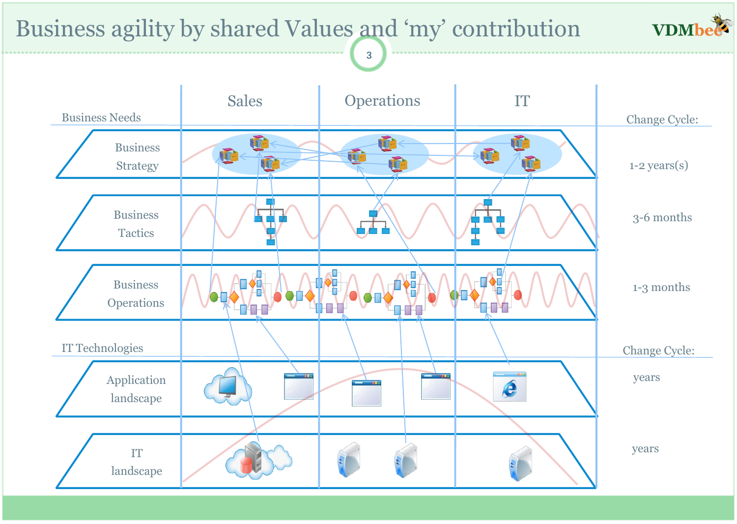# Business agility by shared Values and 'my' contribution

| | Sales | Operations | IT | Change Cycle: |
|---|---|---|---|---|
| **Business Needs** | | | | |
| Business Strategy | | | | 1-2 years(s) |
| Business Tactics | | | | 3-6 months |
| Business Operations | | | | 1-3 months |
| **IT Technologies** | | | | **Change Cycle:** |
| Application landscape | | | | years |
| IT landscape | | | | years |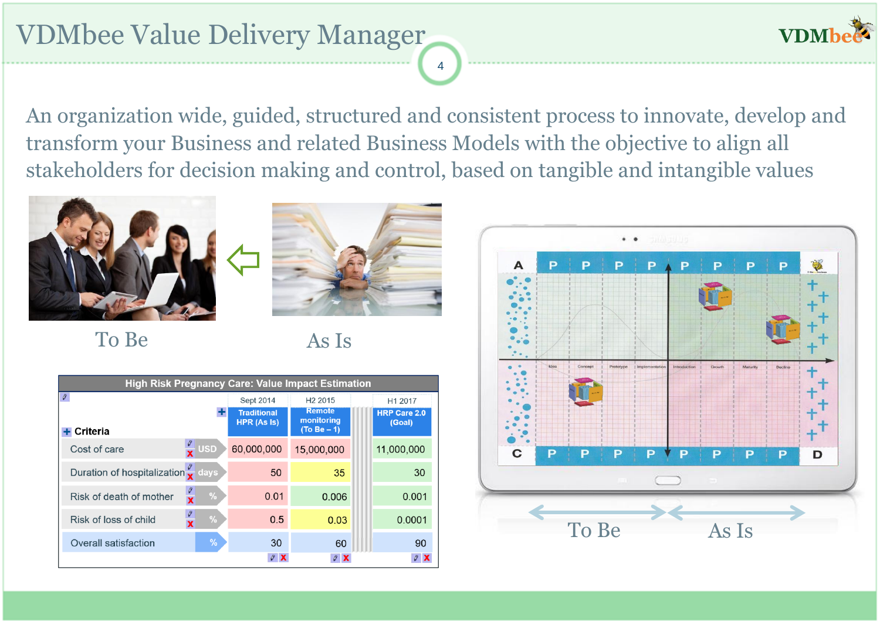# VDMbee Value Delivery Manager

An organization wide, guided, structured and consistent process to innovate, develop and transform your Business and related Business Models with the objective to align all stakeholders for decision making and control, based on tangible and intangible values

To Be

As Is

**High Risk Pregnancy Care: Value Impact Estimation**

| Criteria | Unit | Sept 2014 Traditional HPR (As Is) | H2 2015 Remote monitoring (To Be – 1) | H1 2017 HRP Care 2.0 (Goal) |
|---|---|---|---|---|
| Cost of care | USD | 60,000,000 | 15,000,000 | 11,000,000 |
| Duration of hospitalization | days | 50 | 35 | 30 |
| Risk of death of mother | % | 0.01 | 0.006 | 0.001 |
| Risk of loss of child | % | 0.5 | 0.03 | 0.0001 |
| Overall satisfaction | % | 30 | 60 | 90 |

To Be ⟷ As Is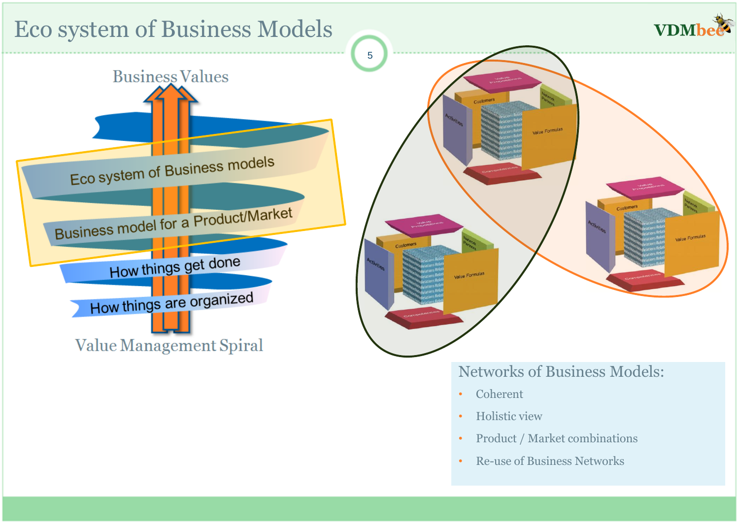# Eco system of Business Models

Business Values

Eco system of Business models

Business model for a Product/Market

How things get done

How things are organized

Value Management Spiral

## Networks of Business Models:

- Coherent
- Holistic view
- Product / Market combinations
- Re-use of Business Networks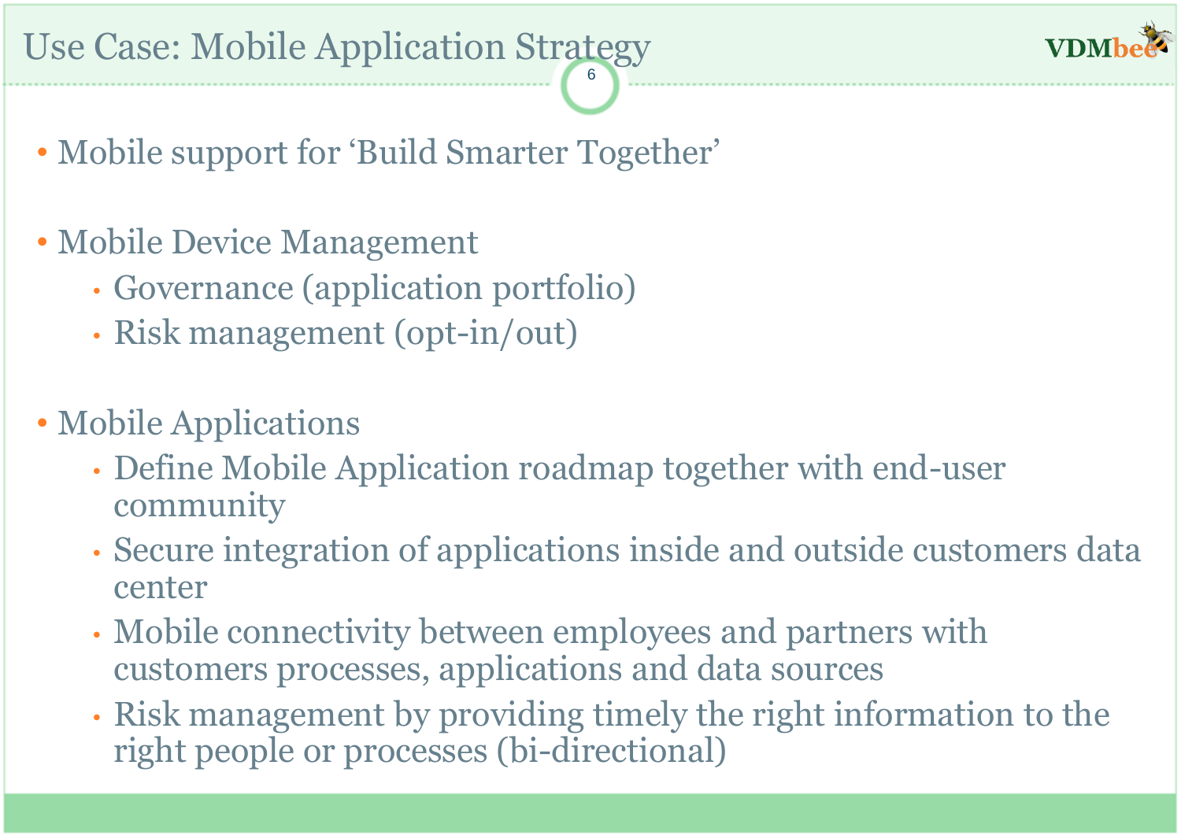# Use Case: Mobile Application Strategy

- Mobile support for 'Build Smarter Together'

- Mobile Device Management
  - Governance (application portfolio)
  - Risk management (opt-in/out)

- Mobile Applications
  - Define Mobile Application roadmap together with end-user community
  - Secure integration of applications inside and outside customers data center
  - Mobile connectivity between employees and partners with customers processes, applications and data sources
  - Risk management by providing timely the right information to the right people or processes (bi-directional)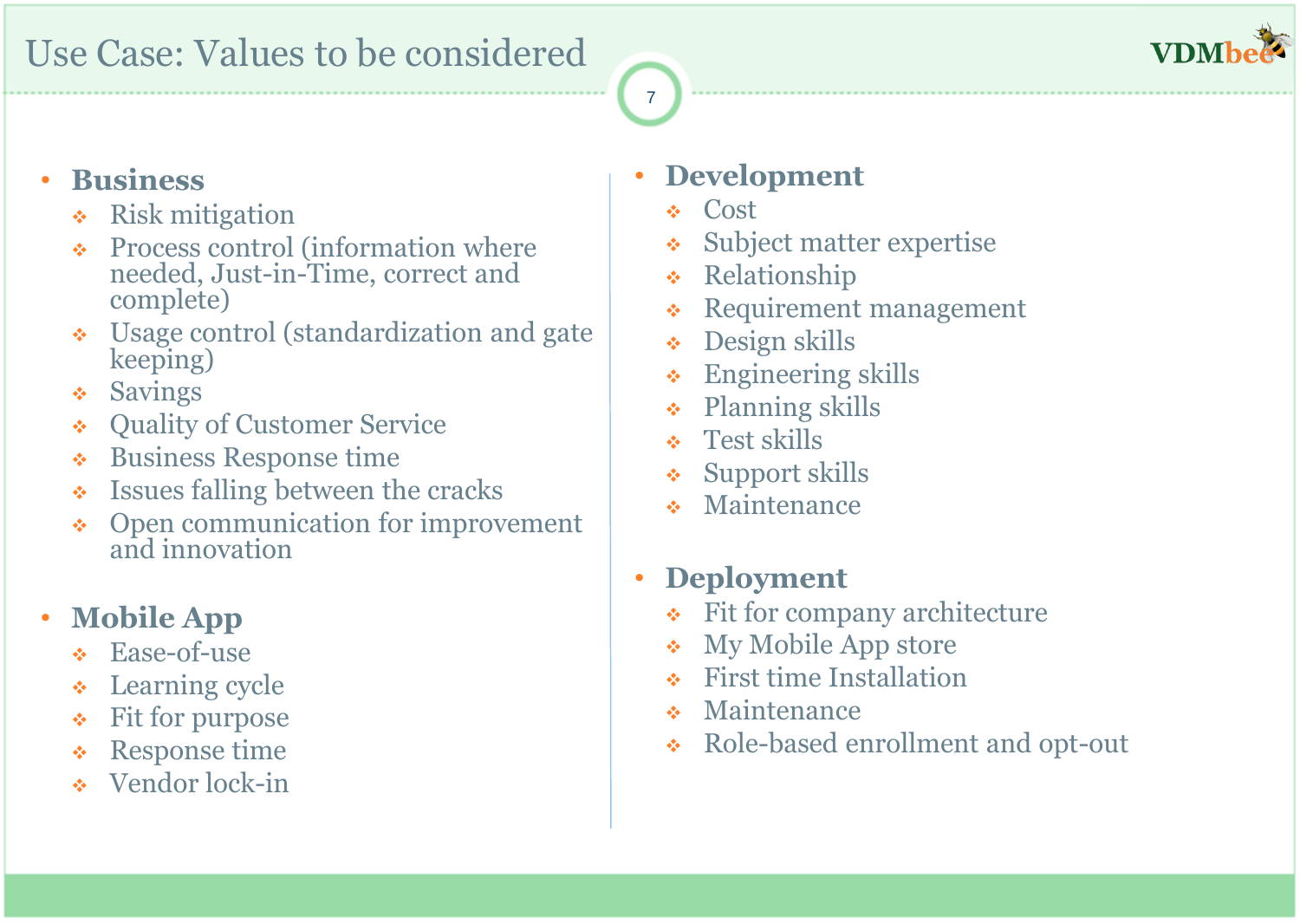# Use Case: Values to be considered

- **Business**
  - Risk mitigation
  - Process control (information where needed, Just-in-Time, correct and complete)
  - Usage control (standardization and gate keeping)
  - Savings
  - Quality of Customer Service
  - Business Response time
  - Issues falling between the cracks
  - Open communication for improvement and innovation

- **Mobile App**
  - Ease-of-use
  - Learning cycle
  - Fit for purpose
  - Response time
  - Vendor lock-in

- **Development**
  - Cost
  - Subject matter expertise
  - Relationship
  - Requirement management
  - Design skills
  - Engineering skills
  - Planning skills
  - Test skills
  - Support skills
  - Maintenance

- **Deployment**
  - Fit for company architecture
  - My Mobile App store
  - First time Installation
  - Maintenance
  - Role-based enrollment and opt-out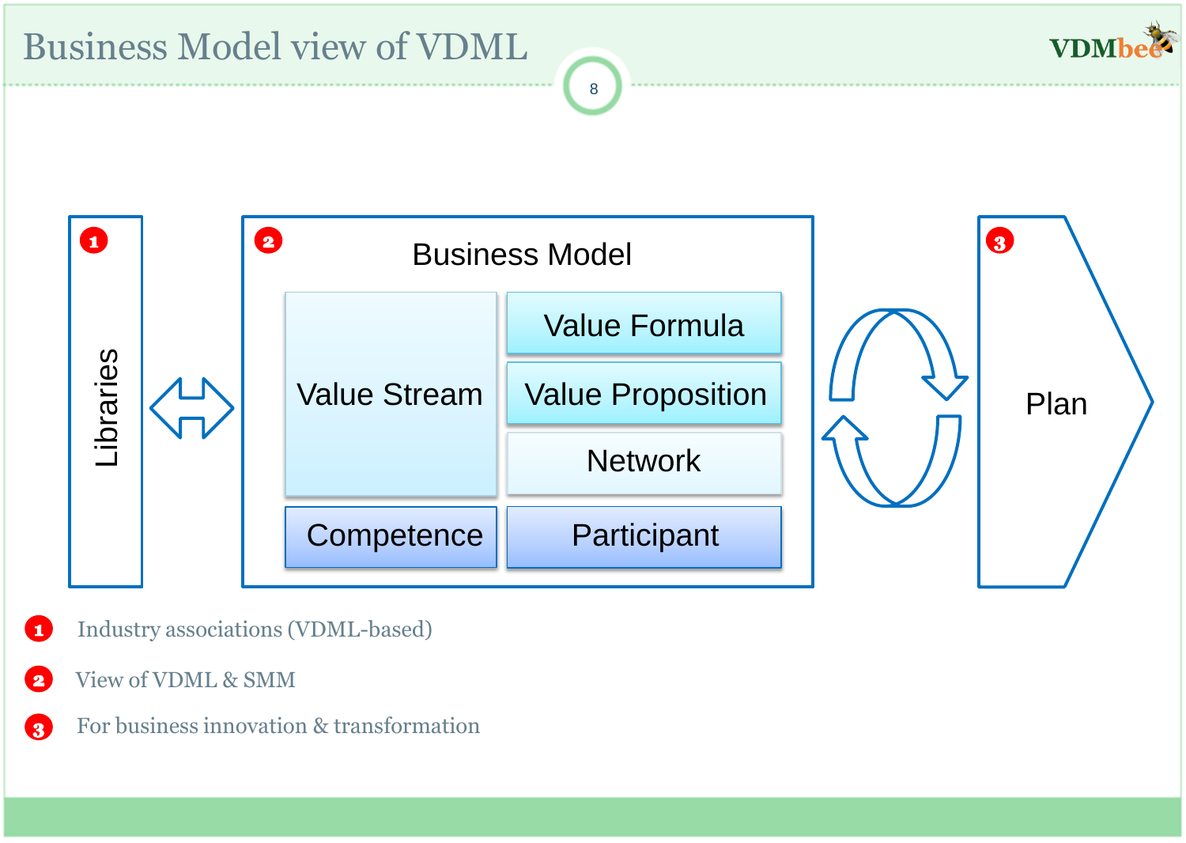# Business Model view of VDML

1 Libraries

2 Business Model

- Value Stream
- Value Formula
- Value Proposition
- Network
- Competence
- Participant

3 Plan

1. Industry associations (VDML-based)
2. View of VDML & SMM
3. For business innovation & transformation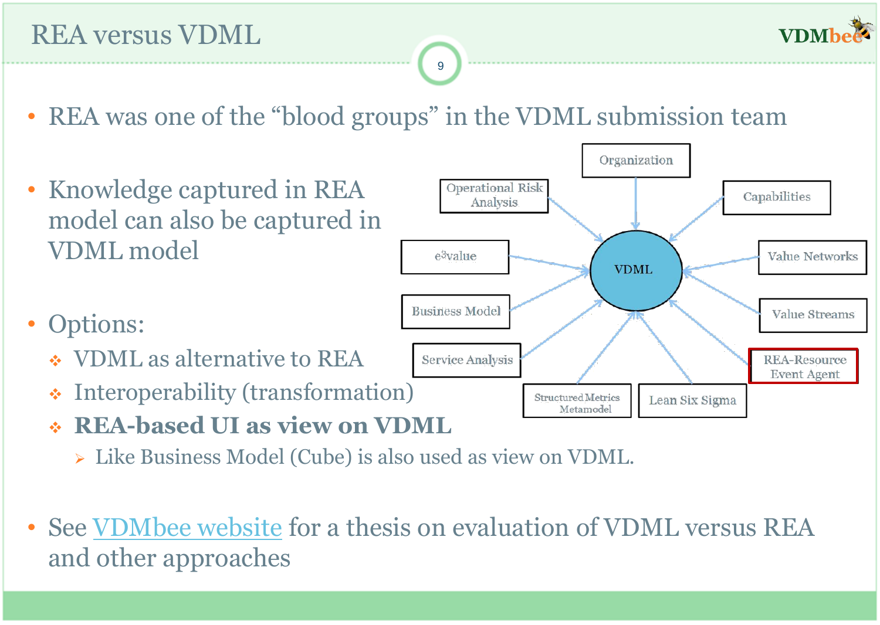# REA versus VDML

- REA was one of the "blood groups" in the VDML submission team

- Knowledge captured in REA model can also be captured in VDML model

- Options:
  - VDML as alternative to REA
  - Interoperability (transformation)
  - **REA-based UI as view on VDML**
    - Like Business Model (Cube) is also used as view on VDML.

Organization, Operational Risk Analysis, Capabilities, e$^3$value, Value Networks, Business Model, Value Streams, Service Analysis, REA-Resource Event Agent, Structured Metrics Metamodel, Lean Six Sigma → VDML

- See VDMbee website for a thesis on evaluation of VDML versus REA and other approaches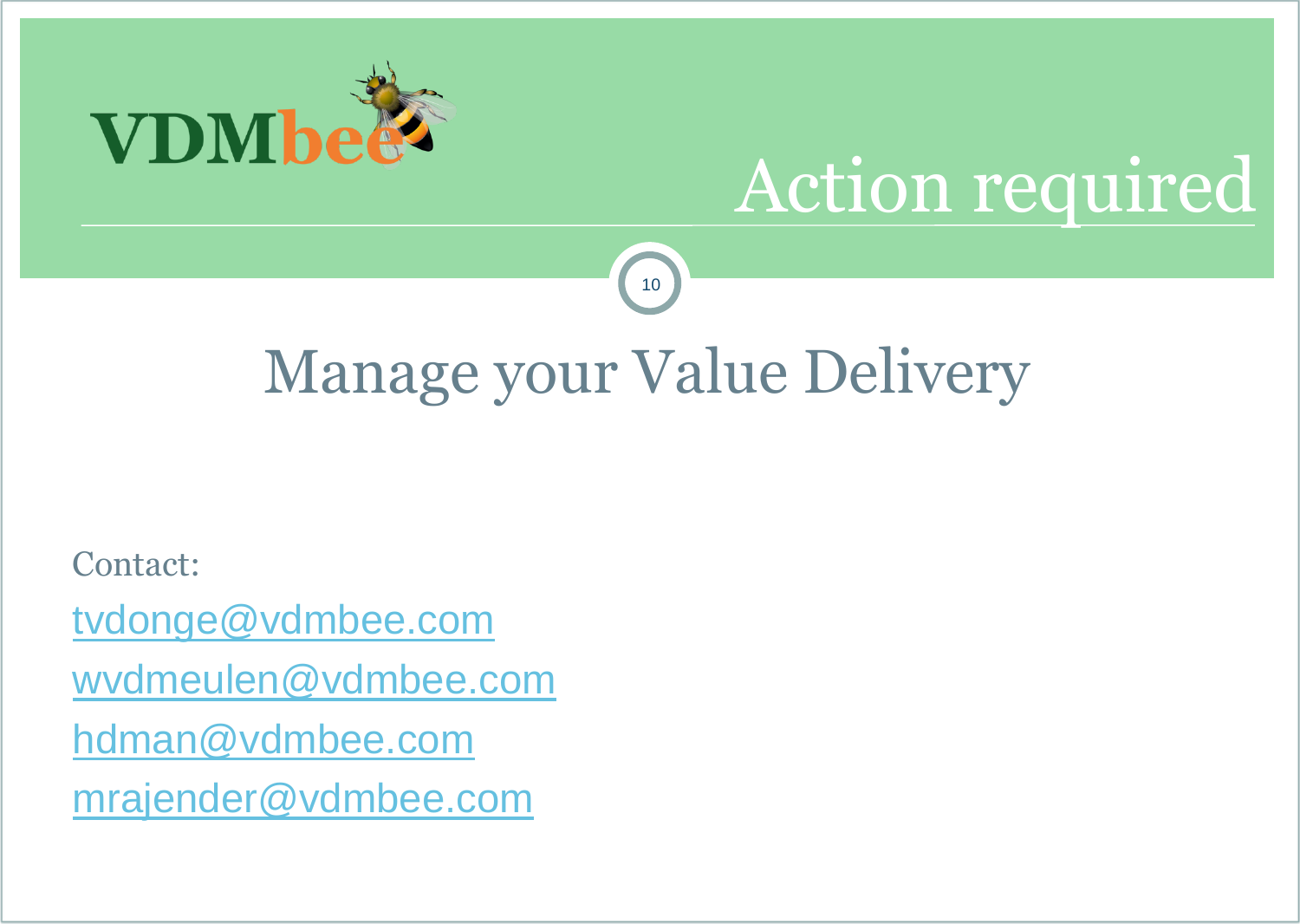# Action required

## Manage your Value Delivery

Contact:

tvdonge@vdmbee.com

wvdmeulen@vdmbee.com

hdman@vdmbee.com

mrajender@vdmbee.com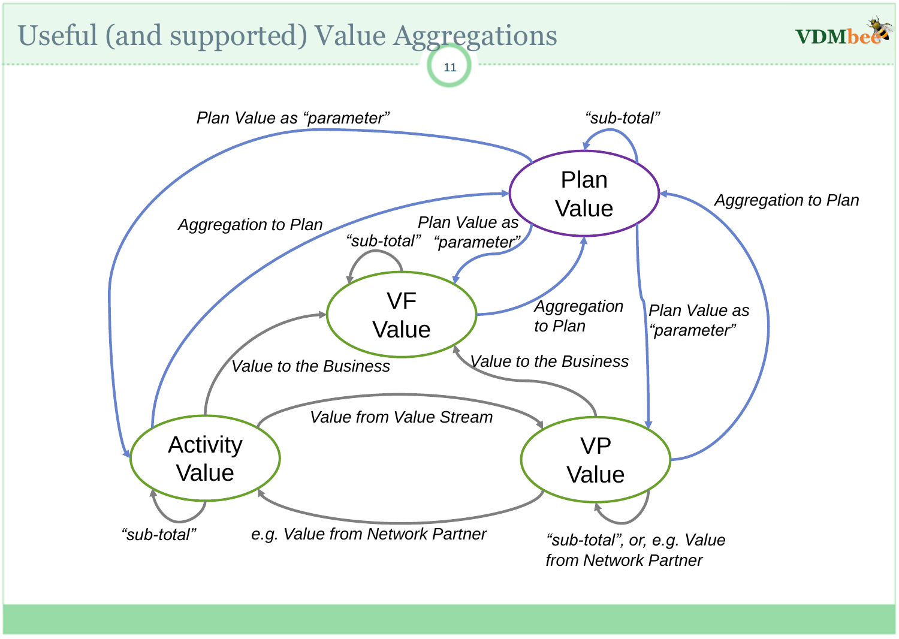# Useful (and supported) Value Aggregations

Plan Value as "parameter"

"sub-total"

Plan Value

Aggregation to Plan

Aggregation to Plan

Plan Value as "parameter"

"sub-total"

VF Value

Aggregation to Plan

Plan Value as "parameter"

Value to the Business

Value to the Business

Value from Value Stream

Activity Value

VP Value

"sub-total"

e.g. Value from Network Partner

"sub-total", or, e.g. Value from Network Partner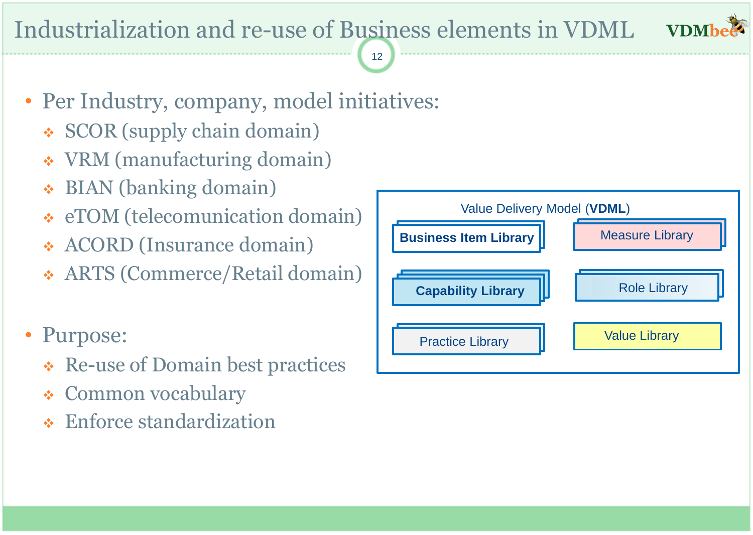# Industrialization and re-use of Business elements in VDML

- Per Industry, company, model initiatives:
  - SCOR (supply chain domain)
  - VRM (manufacturing domain)
  - BIAN (banking domain)
  - eTOM (telecomunication domain)
  - ACORD (Insurance domain)
  - ARTS (Commerce/Retail domain)

- Purpose:
  - Re-use of Domain best practices
  - Common vocabulary
  - Enforce standardization

Value Delivery Model (**VDML**)

**Business Item Library**

Measure Library

**Capability Library**

Role Library

Practice Library

Value Library